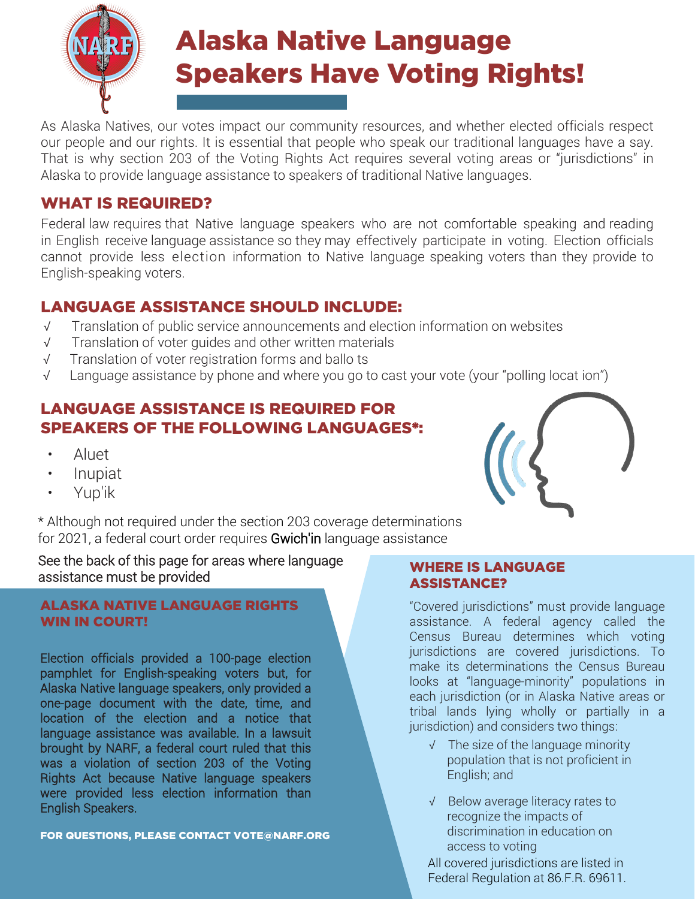# Alaska Native Language Speakers Have Voting Rights!

As Alaska Natives, our votes impact our community resources, and whether elected officials respect our people and our rights. It is essential that people who speak our traditional languages have a say. That is why section 203 of the Voting Rights Act requires several voting areas or "jurisdictions" in Alaska to provide language assistance to speakers of traditional Native languages.

## WHAT IS REQUIRED?

Federal law requires that Native language speakers who are not comfortable speaking and reading in English receive language assistance so they may effectively participate in voting. Election officials cannot provide less election information to Native language speaking voters than they provide to English-speaking voters.

## LANGUAGE ASSISTANCE SHOULD INCLUDE:

- √ Translation of public service announcements and election information on websites
- √ Translation of voter guides and other written materials
- √ Translation of voter registration forms and ballo ts
- √ Language assistance by phone and where you go to cast your vote (your "polling locat ion")

## LANGUAGE ASSISTANCE IS REQUIRED FOR SPEAKERS OF THE FOLLOWING LANGUAGES*:

- Aluet
- Inupiat
- Yup'ik

* Although not required under the section 203 coverage determinations for 2021, a federal court order requires Gwich'in language assistance

See the back of this page for areas where language assistance must be provided

## ALASKA NATIVE LANGUAGE RIGHTS WIN IN COURT!

Election officials provided a 100-page election pamphlet for English-speaking voters but, for Alaska Native language speakers, only provided a one-page document with the date, time, and location of the election and a notice that language assistance was available. In a lawsuit brought by NARF, a federal court ruled that this was a violation of section 203 of the Voting Rights Act because Native language speakers were provided less election information than English Speakers.

**FOR QUESTIONS, PLEASE CONTACT VOTE@NARF.ORG**

## WHERE IS LANGUAGE ASSISTANCE?

"Covered jurisdictions" must provide language assistance. A federal agency called the Census Bureau determines which voting jurisdictions are covered jurisdictions. To make its determinations the Census Bureau looks at "language-minority" populations in each jurisdiction (or in Alaska Native areas or tribal lands lying wholly or partially in a jurisdiction) and considers two things:

- √ The size of the language minority population that is not proficient in English; and
- √ Below average literacy rates to recognize the impacts of discrimination in education on access to voting

All covered jurisdictions are listed in Federal Regulation at 86.F.R. 69611.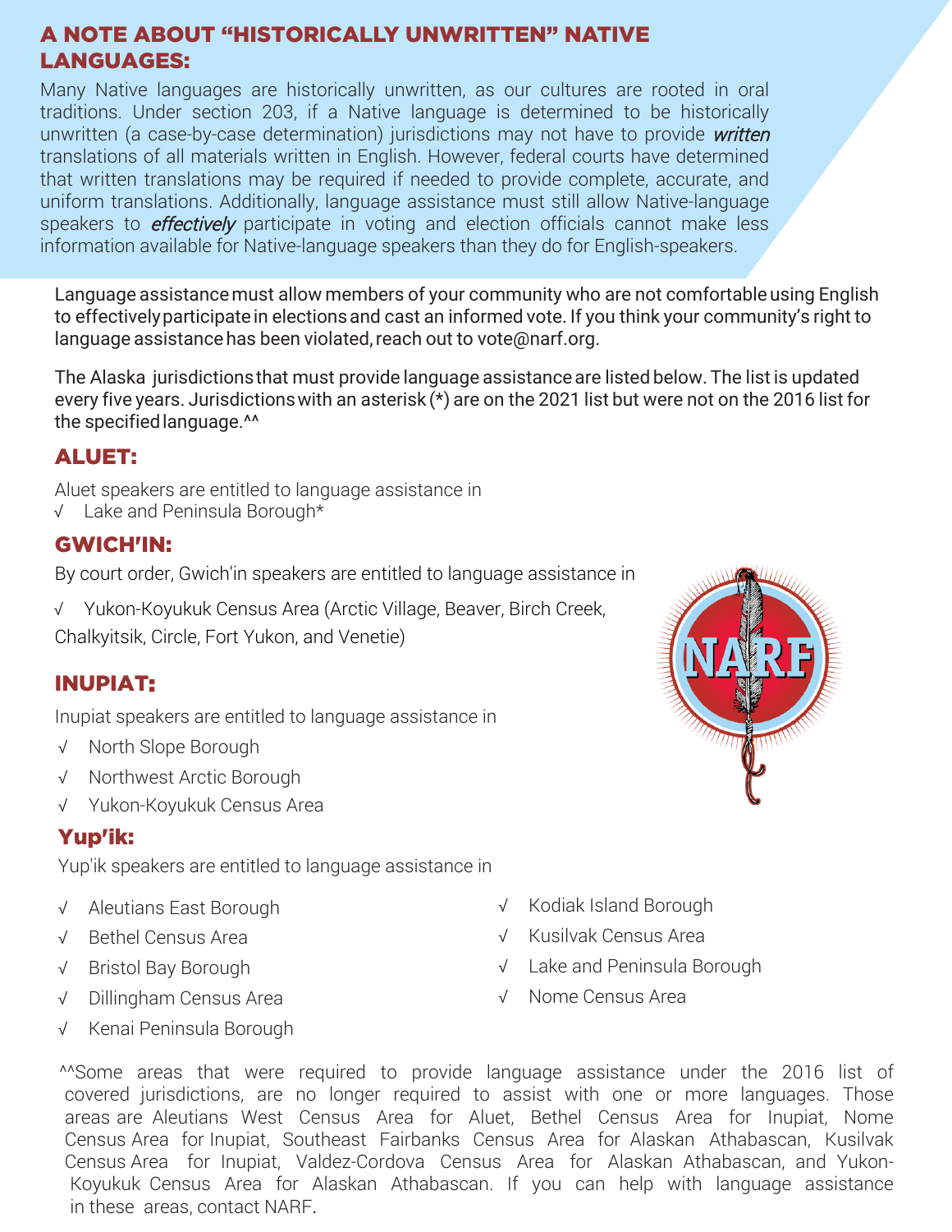## A NOTE ABOUT "HISTORICALLY UNWRITTEN" NATIVE LANGUAGES:

Many Native languages are historically unwritten, as our cultures are rooted in oral traditions. Under section 203, if a Native language is determined to be historically unwritten (a case-by-case determination) jurisdictions may not have to provide *written* translations of all materials written in English. However, federal courts have determined that written translations may be required if needed to provide complete, accurate, and uniform translations. Additionally, language assistance must still allow Native-language speakers to *effectively* participate in voting and election officials cannot make less information available for Native-language speakers than they do for English-speakers.

Language assistance must allow members of your community who are not comfortable using English to effectively participate in elections and cast an informed vote. If you think your community's right to language assistance has been violated, reach out to vote@narf.org.

The Alaska jurisdictions that must provide language assistance are listed below. The list is updated every five years. Jurisdictions with an asterisk (*) are on the 2021 list but were not on the 2016 list for the specified language.^^

## ALUET:

Aluet speakers are entitled to language assistance in

- √ Lake and Peninsula Borough*

## GWICH'IN:

By court order, Gwich'in speakers are entitled to language assistance in

- √ Yukon-Koyukuk Census Area (Arctic Village, Beaver, Birch Creek, Chalkyitsik, Circle, Fort Yukon, and Venetie)

## INUPIAT:

Inupiat speakers are entitled to language assistance in

- √ North Slope Borough
- √ Northwest Arctic Borough
- √ Yukon-Koyukuk Census Area

## Yup'ik:

Yup'ik speakers are entitled to language assistance in

- √ Aleutians East Borough
- √ Bethel Census Area
- √ Bristol Bay Borough
- √ Dillingham Census Area
- √ Kenai Peninsula Borough
- √ Kodiak Island Borough
- √ Kusilvak Census Area
- √ Lake and Peninsula Borough
- √ Nome Census Area

^^Some areas that were required to provide language assistance under the 2016 list of covered jurisdictions, are no longer required to assist with one or more languages. Those areas are Aleutians West Census Area for Aluet, Bethel Census Area for Inupiat, Nome Census Area for Inupiat, Southeast Fairbanks Census Area for Alaskan Athabascan, Kusilvak Census Area for Inupiat, Valdez-Cordova Census Area for Alaskan Athabascan, and Yukon-Koyukuk Census Area for Alaskan Athabascan. If you can help with language assistance in these areas, contact NARF.